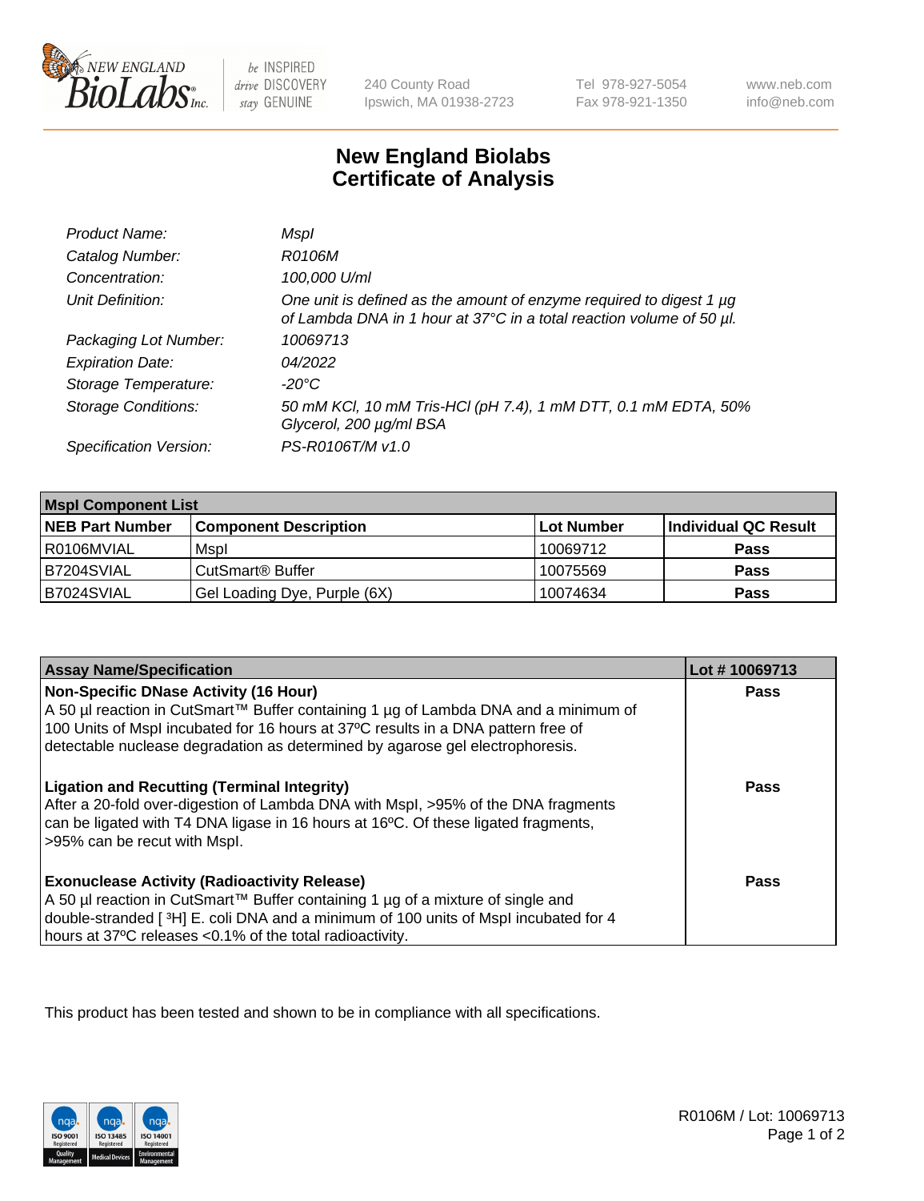# New England Biolabs Certificate of Analysis

| | |
|---|---|
| *Product Name:* | *MspI* |
| *Catalog Number:* | *R0106M* |
| *Concentration:* | *100,000 U/ml* |
| *Unit Definition:* | *One unit is defined as the amount of enzyme required to digest 1 µg of Lambda DNA in 1 hour at 37°C in a total reaction volume of 50 µl.* |
| *Packaging Lot Number:* | *10069713* |
| *Expiration Date:* | *04/2022* |
| *Storage Temperature:* | *-20°C* |
| *Storage Conditions:* | *50 mM KCl, 10 mM Tris-HCl (pH 7.4), 1 mM DTT, 0.1 mM EDTA, 50% Glycerol, 200 µg/ml BSA* |
| *Specification Version:* | *PS-R0106T/M v1.0* |

| MspI Component List | | | |
|---|---|---|---|
| **NEB Part Number** | **Component Description** | **Lot Number** | **Individual QC Result** |
| R0106MVIAL | MspI | 10069712 | **Pass** |
| B7204SVIAL | CutSmart® Buffer | 10075569 | **Pass** |
| B7024SVIAL | Gel Loading Dye, Purple (6X) | 10074634 | **Pass** |

| Assay Name/Specification | Lot # 10069713 |
|---|---|
| **Non-Specific DNase Activity (16 Hour)**<br>A 50 µl reaction in CutSmart™ Buffer containing 1 µg of Lambda DNA and a minimum of 100 Units of MspI incubated for 16 hours at 37ºC results in a DNA pattern free of detectable nuclease degradation as determined by agarose gel electrophoresis. | **Pass** |
| **Ligation and Recutting (Terminal Integrity)**<br>After a 20-fold over-digestion of Lambda DNA with MspI, >95% of the DNA fragments can be ligated with T4 DNA ligase in 16 hours at 16ºC. Of these ligated fragments, >95% can be recut with MspI. | **Pass** |
| **Exonuclease Activity (Radioactivity Release)**<br>A 50 µl reaction in CutSmart™ Buffer containing 1 µg of a mixture of single and double-stranded [ $^3$H] E. coli DNA and a minimum of 100 units of MspI incubated for 4 hours at 37ºC releases <0.1% of the total radioactivity. | **Pass** |

This product has been tested and shown to be in compliance with all specifications.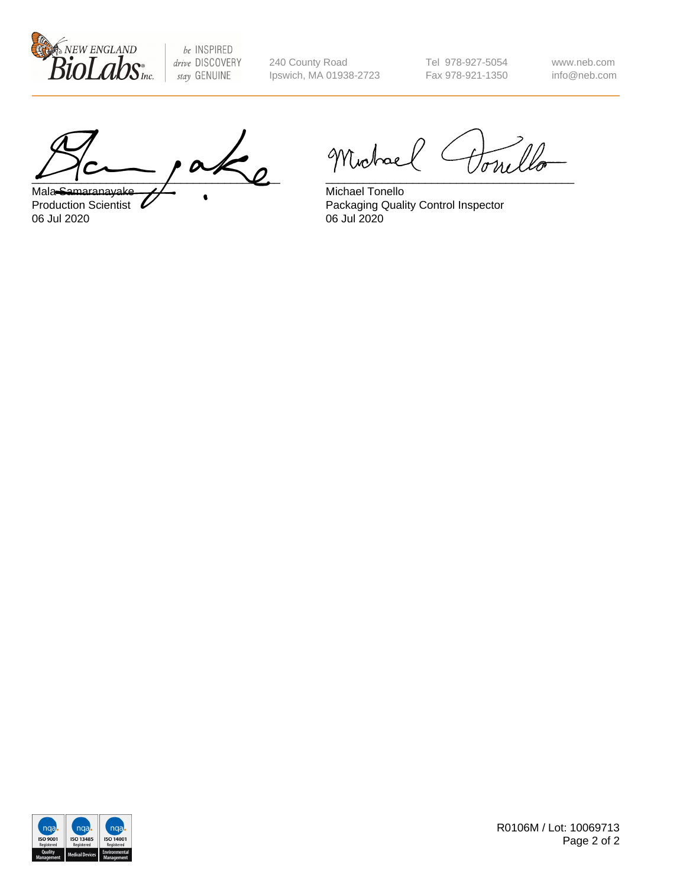Mala Samaranayake
Production Scientist
06 Jul 2020

Michael Tonello
Packaging Quality Control Inspector
06 Jul 2020

R0106M / Lot: 10069713